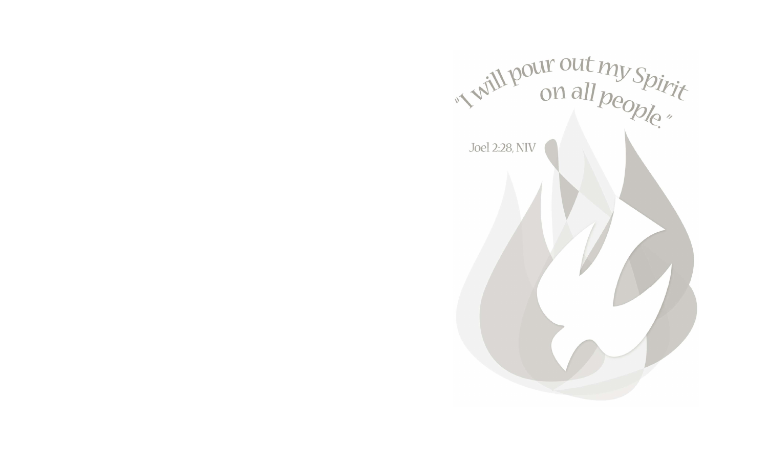"I will pour out my Spirit on all people."

Joel 2:28, NIV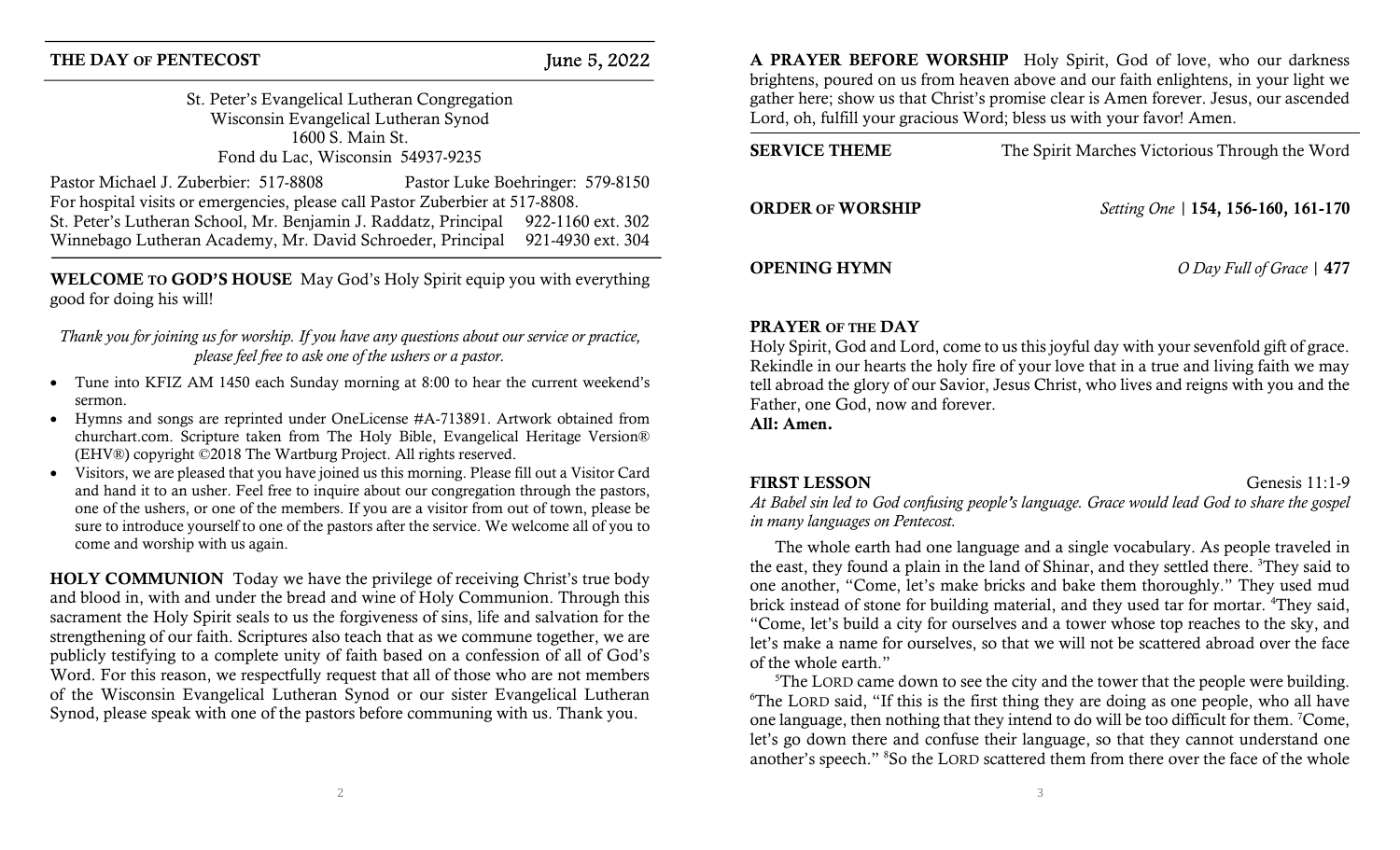## THE DAY OF PENTECOST — June 5, 2022

St. Peter's Evangelical Lutheran Congregation
Wisconsin Evangelical Lutheran Synod
1600 S. Main St.
Fond du Lac, Wisconsin 54937-9235

Pastor Michael J. Zuberbier: 517-8808 Pastor Luke Boehringer: 579-8150
For hospital visits or emergencies, please call Pastor Zuberbier at 517-8808.
St. Peter's Lutheran School, Mr. Benjamin J. Raddatz, Principal 922-1160 ext. 302
Winnebago Lutheran Academy, Mr. David Schroeder, Principal 921-4930 ext. 304

**WELCOME TO GOD'S HOUSE** May God's Holy Spirit equip you with everything good for doing his will!

*Thank you for joining us for worship. If you have any questions about our service or practice, please feel free to ask one of the ushers or a pastor.*

- Tune into KFIZ AM 1450 each Sunday morning at 8:00 to hear the current weekend's sermon.
- Hymns and songs are reprinted under OneLicense #A-713891. Artwork obtained from churchart.com. Scripture taken from The Holy Bible, Evangelical Heritage Version® (EHV®) copyright ©2018 The Wartburg Project. All rights reserved.
- Visitors, we are pleased that you have joined us this morning. Please fill out a Visitor Card and hand it to an usher. Feel free to inquire about our congregation through the pastors, one of the ushers, or one of the members. If you are a visitor from out of town, please be sure to introduce yourself to one of the pastors after the service. We welcome all of you to come and worship with us again.

**HOLY COMMUNION** Today we have the privilege of receiving Christ's true body and blood in, with and under the bread and wine of Holy Communion. Through this sacrament the Holy Spirit seals to us the forgiveness of sins, life and salvation for the strengthening of our faith. Scriptures also teach that as we commune together, we are publicly testifying to a complete unity of faith based on a confession of all of God's Word. For this reason, we respectfully request that all of those who are not members of the Wisconsin Evangelical Lutheran Synod or our sister Evangelical Lutheran Synod, please speak with one of the pastors before communing with us. Thank you.

**A PRAYER BEFORE WORSHIP** Holy Spirit, God of love, who our darkness brightens, poured on us from heaven above and our faith enlightens, in your light we gather here; show us that Christ's promise clear is Amen forever. Jesus, our ascended Lord, oh, fulfill your gracious Word; bless us with your favor! Amen.

**SERVICE THEME** The Spirit Marches Victorious Through the Word

**ORDER OF WORSHIP** *Setting One* | **154, 156-160, 161-170**

**OPENING HYMN** *O Day Full of Grace* | **477**

**PRAYER OF THE DAY**
Holy Spirit, God and Lord, come to us this joyful day with your sevenfold gift of grace. Rekindle in our hearts the holy fire of your love that in a true and living faith we may tell abroad the glory of our Savior, Jesus Christ, who lives and reigns with you and the Father, one God, now and forever.
**All: Amen.**

**FIRST LESSON** Genesis 11:1-9
*At Babel sin led to God confusing people's language. Grace would lead God to share the gospel in many languages on Pentecost.*

The whole earth had one language and a single vocabulary. As people traveled in the east, they found a plain in the land of Shinar, and they settled there. [3]They said to one another, "Come, let's make bricks and bake them thoroughly." They used mud brick instead of stone for building material, and they used tar for mortar. [4]They said, "Come, let's build a city for ourselves and a tower whose top reaches to the sky, and let's make a name for ourselves, so that we will not be scattered abroad over the face of the whole earth."

[5]The LORD came down to see the city and the tower that the people were building. [6]The LORD said, "If this is the first thing they are doing as one people, who all have one language, then nothing that they intend to do will be too difficult for them. [7]Come, let's go down there and confuse their language, so that they cannot understand one another's speech." [8]So the LORD scattered them from there over the face of the whole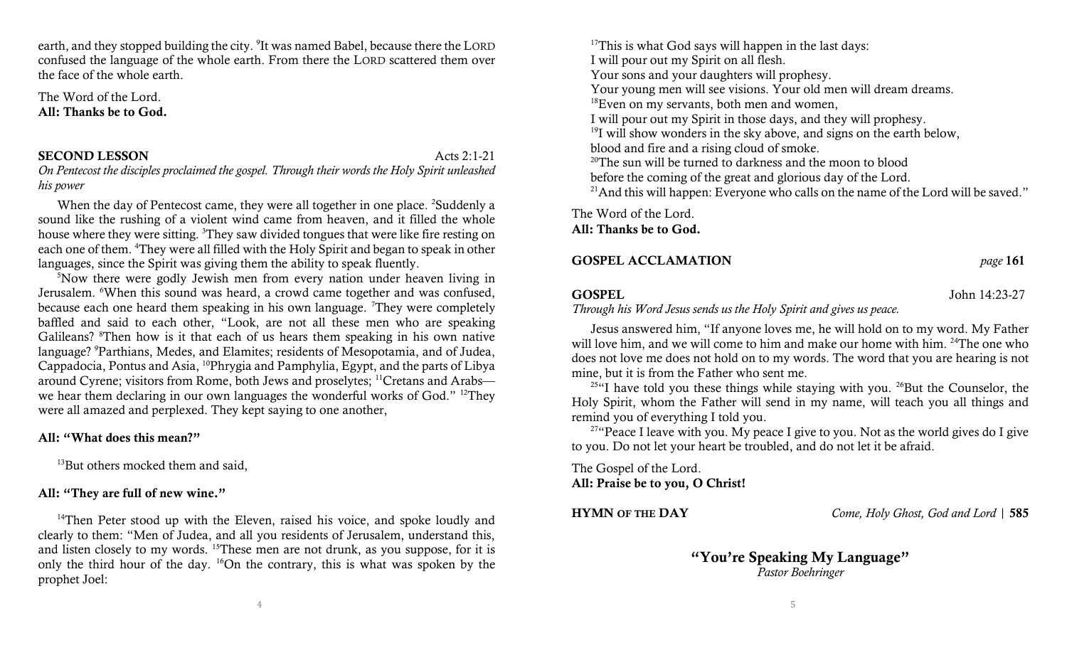earth, and they stopped building the city. [9]It was named Babel, because there the LORD confused the language of the whole earth. From there the LORD scattered them over the face of the whole earth.

The Word of the Lord.
**All: Thanks be to God.**

**SECOND LESSON** Acts 2:1-21

*On Pentecost the disciples proclaimed the gospel. Through their words the Holy Spirit unleashed his power*

When the day of Pentecost came, they were all together in one place. [2]Suddenly a sound like the rushing of a violent wind came from heaven, and it filled the whole house where they were sitting. [3]They saw divided tongues that were like fire resting on each one of them. [4]They were all filled with the Holy Spirit and began to speak in other languages, since the Spirit was giving them the ability to speak fluently.

[5]Now there were godly Jewish men from every nation under heaven living in Jerusalem. [6]When this sound was heard, a crowd came together and was confused, because each one heard them speaking in his own language. [7]They were completely baffled and said to each other, "Look, are not all these men who are speaking Galileans? [8]Then how is it that each of us hears them speaking in his own native language? [9]Parthians, Medes, and Elamites; residents of Mesopotamia, and of Judea, Cappadocia, Pontus and Asia, [10]Phrygia and Pamphylia, Egypt, and the parts of Libya around Cyrene; visitors from Rome, both Jews and proselytes; [11]Cretans and Arabs—we hear them declaring in our own languages the wonderful works of God." [12]They were all amazed and perplexed. They kept saying to one another,

**All: "What does this mean?"**

[13]But others mocked them and said,

**All: "They are full of new wine."**

[14]Then Peter stood up with the Eleven, raised his voice, and spoke loudly and clearly to them: "Men of Judea, and all you residents of Jerusalem, understand this, and listen closely to my words. [15]These men are not drunk, as you suppose, for it is only the third hour of the day. [16]On the contrary, this is what was spoken by the prophet Joel:

[17]This is what God says will happen in the last days:
I will pour out my Spirit on all flesh.
Your sons and your daughters will prophesy.
Your young men will see visions. Your old men will dream dreams.
[18]Even on my servants, both men and women,
I will pour out my Spirit in those days, and they will prophesy.
[19]I will show wonders in the sky above, and signs on the earth below,
blood and fire and a rising cloud of smoke.
[20]The sun will be turned to darkness and the moon to blood
before the coming of the great and glorious day of the Lord.
[21]And this will happen: Everyone who calls on the name of the Lord will be saved."

The Word of the Lord.
**All: Thanks be to God.**

**GOSPEL ACCLAMATION** *page* **161**

**GOSPEL** John 14:23-27

*Through his Word Jesus sends us the Holy Spirit and gives us peace.*

Jesus answered him, "If anyone loves me, he will hold on to my word. My Father will love him, and we will come to him and make our home with him. [24]The one who does not love me does not hold on to my words. The word that you are hearing is not mine, but it is from the Father who sent me.

[25]"I have told you these things while staying with you. [26]But the Counselor, the Holy Spirit, whom the Father will send in my name, will teach you all things and remind you of everything I told you.

[27]"Peace I leave with you. My peace I give to you. Not as the world gives do I give to you. Do not let your heart be troubled, and do not let it be afraid.

The Gospel of the Lord.
**All: Praise be to you, O Christ!**

**HYMN OF THE DAY** *Come, Holy Ghost, God and Lord* | **585**

## "You're Speaking My Language"

*Pastor Boehringer*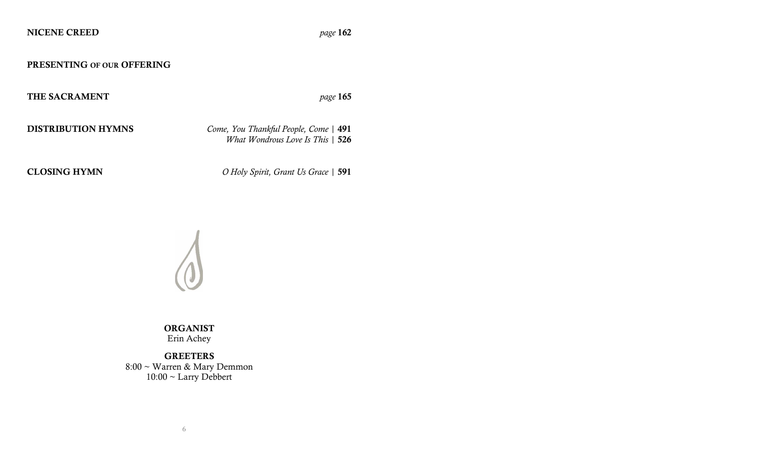**NICENE CREED** *page* **162**

**PRESENTING OF OUR OFFERING**

**THE SACRAMENT** *page* **165**

**DISTRIBUTION HYMNS** *Come, You Thankful People, Come* | **491**
*What Wondrous Love Is This* | **526**

**CLOSING HYMN** *O Holy Spirit, Grant Us Grace* | **591**

**ORGANIST**
Erin Achey

**GREETERS**
8:00 ~ Warren & Mary Demmon
10:00 ~ Larry Debbert